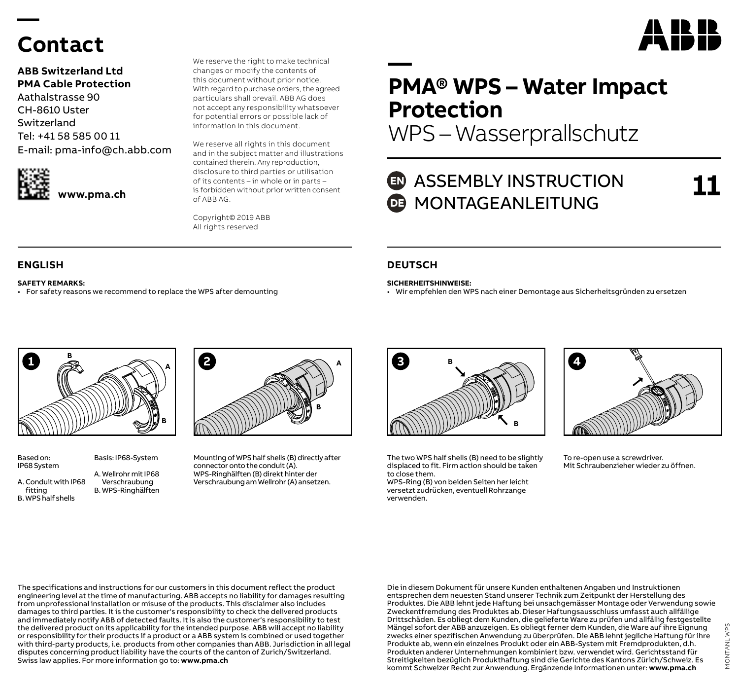# Contact

**ABB Switzerland Ltd**
**PMA Cable Protection**
Aathalstrasse 90
CH-8610 Uster
Switzerland
Tel: +41 58 585 00 11
E-mail: pma-info@ch.abb.com

**www.pma.ch**

We reserve the right to make technical changes or modify the contents of this document without prior notice. With regard to purchase orders, the agreed particulars shall prevail. ABB AG does not accept any responsibility whatsoever for potential errors or possible lack of information in this document.

We reserve all rights in this document and in the subject matter and illustrations contained therein. Any reproduction, disclosure to third parties or utilisation of its contents – in whole or in parts – is forbidden without prior written consent of ABB AG.

Copyright© 2019 ABB
All rights reserved

# PMA® WPS – Water Impact Protection

WPS – Wasserprallschutz

## EN ASSEMBLY INSTRUCTION
## DE MONTAGEANLEITUNG

11

## ENGLISH

**SAFETY REMARKS:**

- For safety reasons we recommend to replace the WPS after demounting

## DEUTSCH

**SICHERHEITSHINWEISE:**

- Wir empfehlen den WPS nach einer Demontage aus Sicherheitsgründen zu ersetzen

**1**

Based on:
IP68 System

A. Conduit with IP68 fitting
B. WPS half shells

Basis: IP68-System

A. Wellrohr mit IP68 Verschraubung
B. WPS-Ringhälften

**2**

Mounting of WPS half shells (B) directly after connector onto the conduit (A).
WPS-Ringhälften (B) direkt hinter der Verschraubung am Wellrohr (A) ansetzen.

**3**

The two WPS half shells (B) need to be slightly displaced to fit. Firm action should be taken to close them.
WPS-Ring (B) von beiden Seiten her leicht versetzt zudrücken, eventuell Rohrzange verwenden.

**4**

To re-open use a screwdriver.
Mit Schraubenzieher wieder zu öffnen.

The specifications and instructions for our customers in this document reflect the product engineering level at the time of manufacturing. ABB accepts no liability for damages resulting from unprofessional installation or misuse of the products. This disclaimer also includes damages to third parties. It is the customer's responsibility to check the delivered products and immediately notify ABB of detected faults. It is also the customer's responsibility to test the delivered product on its applicability for the intended purpose. ABB will accept no liability or responsibility for their products if a product or a ABB system is combined or used together with third-party products, i.e. products from other companies than ABB. Jurisdiction in all legal disputes concerning product liability have the courts of the canton of Zurich/Switzerland. Swiss law applies. For more information go to: **www.pma.ch**

Die in diesem Dokument für unsere Kunden enthaltenen Angaben und Instruktionen entsprechen dem neuesten Stand unserer Technik zum Zeitpunkt der Herstellung des Produktes. Die ABB lehnt jede Haftung bei unsachgemässer Montage oder Verwendung sowie Zweckentfremdung des Produktes ab. Dieser Haftungsausschluss umfasst auch allfällige Drittschäden. Es obliegt dem Kunden, die gelieferte Ware zu prüfen und allfällig festgestellte Mängel sofort der ABB anzuzeigen. Es obliegt ferner dem Kunden, die Ware auf ihre Eignung zwecks einer spezifischen Anwendung zu überprüfen. Die ABB lehnt jegliche Haftung für ihre Produkte ab, wenn ein einzelnes Produkt oder ein ABB-System mit Fremdprodukten, d.h. Produkten anderer Unternehmungen kombiniert bzw. verwendet wird. Gerichtsstand für Streitigkeiten bezüglich Produkthaftung sind die Gerichte des Kantons Zürich/Schweiz. Es kommt Schweizer Recht zur Anwendung. Ergänzende Informationen unter: **www.pma.ch**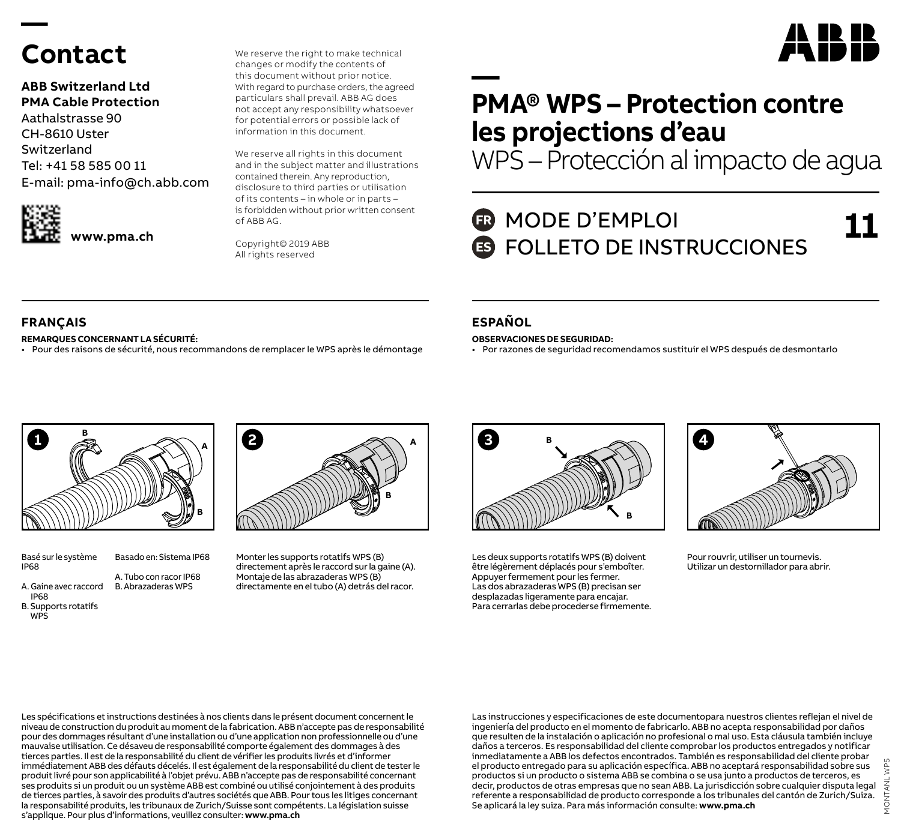# Contact

**ABB Switzerland Ltd**
**PMA Cable Protection**
Aathalstrasse 90
CH-8610 Uster
Switzerland
Tel: +41 58 585 00 11
E-mail: pma-info@ch.abb.com

**www.pma.ch**

We reserve the right to make technical changes or modify the contents of this document without prior notice. With regard to purchase orders, the agreed particulars shall prevail. ABB AG does not accept any responsibility whatsoever for potential errors or possible lack of information in this document.

We reserve all rights in this document and in the subject matter and illustrations contained therein. Any reproduction, disclosure to third parties or utilisation of its contents – in whole or in parts – is forbidden without prior written consent of ABB AG.

Copyright© 2019 ABB
All rights reserved

# PMA® WPS – Protection contre les projections d'eau

WPS – Protección al impacto de agua

FR MODE D'EMPLOI
ES FOLLETO DE INSTRUCCIONES

**11**

## FRANÇAIS

**REMARQUES CONCERNANT LA SÉCURITÉ:**

- Pour des raisons de sécurité, nous recommandons de remplacer le WPS après le démontage

## ESPAÑOL

**OBSERVACIONES DE SEGURIDAD:**

- Por razones de seguridad recomendamos sustituir el WPS después de desmontarlo

**1**

Basé sur le système IP68

A. Gaine avec raccord IP68
B. Supports rotatifs WPS

Basado en: Sistema IP68

A. Tubo con racor IP68
B. Abrazaderas WPS

**2**

Monter les supports rotatifs WPS (B) directement après le raccord sur la gaine (A).
Montaje de las abrazaderas WPS (B) directamente en el tubo (A) detrás del racor.

**3**

Les deux supports rotatifs WPS (B) doivent être légèrement déplacés pour s'emboîter. Appuyer fermement pour les fermer.
Las dos abrazaderas WPS (B) precisan ser desplazadas ligeramente para encajar. Para cerrarlas debe procederse firmemente.

**4**

Pour rouvrir, utiliser un tournevis.
Utilizar un destornillador para abrir.

Les spécifications et instructions destinées à nos clients dans le présent document concernent le niveau de construction du produit au moment de la fabrication. ABB n'accepte pas de responsabilité pour des dommages résultant d'une installation ou d'une application non professionnelle ou d'une mauvaise utilisation. Ce désaveu de responsabilité comporte également des dommages à des tierces parties. Il est de la responsabilité du client de vérifier les produits livrés et d'informer immédiatement ABB des défauts décelés. Il est également de la responsabilité du client de tester le produit livré pour son applicabilité à l'objet prévu. ABB n'accepte pas de responsabilité concernant ses produits si un produit ou un système ABB est combiné ou utilisé conjointement à des produits de tierces parties, à savoir des produits d'autres sociétés que ABB. Pour tous les litiges concernant la responsabilité produits, les tribunaux de Zurich/Suisse sont compétents. La législation suisse s'applique. Pour plus d'informations, veuillez consulter: **www.pma.ch**

Las instrucciones y especificaciones de este documentopara nuestros clientes reflejan el nivel de ingeniería del producto en el momento de fabricarlo. ABB no acepta responsabilidad por daños que resulten de la instalación o aplicación no profesional o mal uso. Esta cláusula también incluye daños a terceros. Es responsabilidad del cliente comprobar los productos entregados y notificar inmediatamente a ABB los defectos encontrados. También es responsabilidad del cliente probar el producto entregado para su aplicación específica. ABB no aceptará responsabilidad sobre sus productos si un producto o sistema ABB se combina o se usa junto a productos de terceros, es decir, productos de otras empresas que no sean ABB. La jurisdicción sobre cualquier disputa legal referente a responsabilidad de producto corresponde a los tribunales del cantón de Zurich/Suiza. Se aplicará la ley suiza. Para más información consulte: **www.pma.ch**

MONTANL WPS